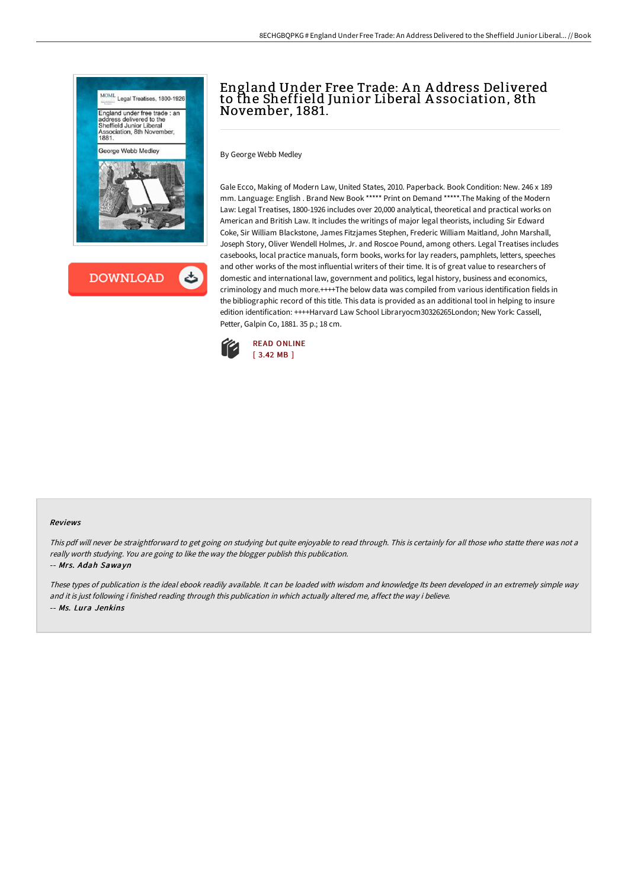# England Under Free Trade: An Address Delivered to the Sheffield Junior Liberal Association, 8th November, 1881.

By George Webb Medley

Gale Ecco, Making of Modern Law, United States, 2010. Paperback. Book Condition: New. 246 x 189 mm. Language: English . Brand New Book ***** Print on Demand *****.The Making of the Modern Law: Legal Treatises, 1800-1926 includes over 20,000 analytical, theoretical and practical works on American and British Law. It includes the writings of major legal theorists, including Sir Edward Coke, Sir William Blackstone, James Fitzjames Stephen, Frederic William Maitland, John Marshall, Joseph Story, Oliver Wendell Holmes, Jr. and Roscoe Pound, among others. Legal Treatises includes casebooks, local practice manuals, form books, works for lay readers, pamphlets, letters, speeches and other works of the most influential writers of their time. It is of great value to researchers of domestic and international law, government and politics, legal history, business and economics, criminology and much more.++++The below data was compiled from various identification fields in the bibliographic record of this title. This data is provided as an additional tool in helping to insure edition identification: ++++Harvard Law School Libraryocm30326265London; New York: Cassell, Petter, Galpin Co, 1881. 35 p.; 18 cm.

READ ONLINE
[ 3.42 MB ]

#### Reviews

*This pdf will never be straightforward to get going on studying but quite enjoyable to read through. This is certainly for all those who statte there was not a really worth studying. You are going to like the way the blogger publish this publication.*

*-- Mrs. Adah Sawayn*

*These types of publication is the ideal ebook readily available. It can be loaded with wisdom and knowledge Its been developed in an extremely simple way and it is just following i finished reading through this publication in which actually altered me, affect the way i believe.*

*-- Ms. Lura Jenkins*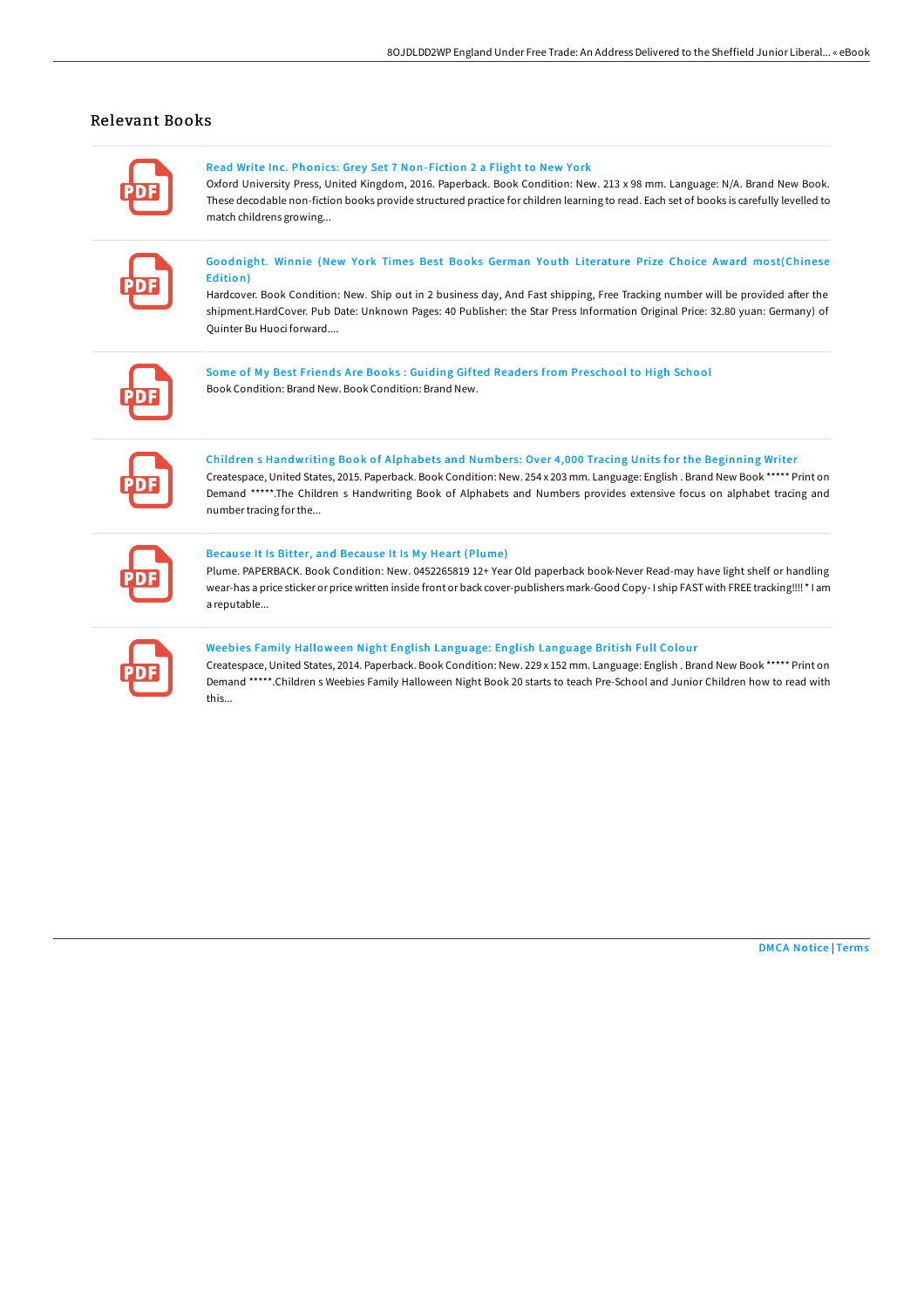## Relevant Books

**Read Write Inc. Phonics: Grey Set 7 Non-Fiction 2 a Flight to New York**

Oxford University Press, United Kingdom, 2016. Paperback. Book Condition: New. 213 x 98 mm. Language: N/A. Brand New Book. These decodable non-fiction books provide structured practice for children learning to read. Each set of books is carefully levelled to match childrens growing...

**Goodnight. Winnie (New York Times Best Books German Youth Literature Prize Choice Award most(Chinese Edition)**

Hardcover. Book Condition: New. Ship out in 2 business day, And Fast shipping, Free Tracking number will be provided after the shipment.HardCover. Pub Date: Unknown Pages: 40 Publisher: the Star Press Information Original Price: 32.80 yuan: Germany) of Quinter Bu Huoci forward....

**Some of My Best Friends Are Books : Guiding Gifted Readers from Preschool to High School**

Book Condition: Brand New. Book Condition: Brand New.

**Children s Handwriting Book of Alphabets and Numbers: Over 4,000 Tracing Units for the Beginning Writer**

Createspace, United States, 2015. Paperback. Book Condition: New. 254 x 203 mm. Language: English . Brand New Book ***** Print on Demand *****.The Children s Handwriting Book of Alphabets and Numbers provides extensive focus on alphabet tracing and number tracing for the...

**Because It Is Bitter, and Because It Is My Heart (Plume)**

Plume. PAPERBACK. Book Condition: New. 0452265819 12+ Year Old paperback book-Never Read-may have light shelf or handling wear-has a price sticker or price written inside front or back cover-publishers mark-Good Copy- I ship FAST with FREE tracking!!!! * I am a reputable...

**Weebies Family Halloween Night English Language: English Language British Full Colour**

Createspace, United States, 2014. Paperback. Book Condition: New. 229 x 152 mm. Language: English . Brand New Book ***** Print on Demand *****.Children s Weebies Family Halloween Night Book 20 starts to teach Pre-School and Junior Children how to read with this...